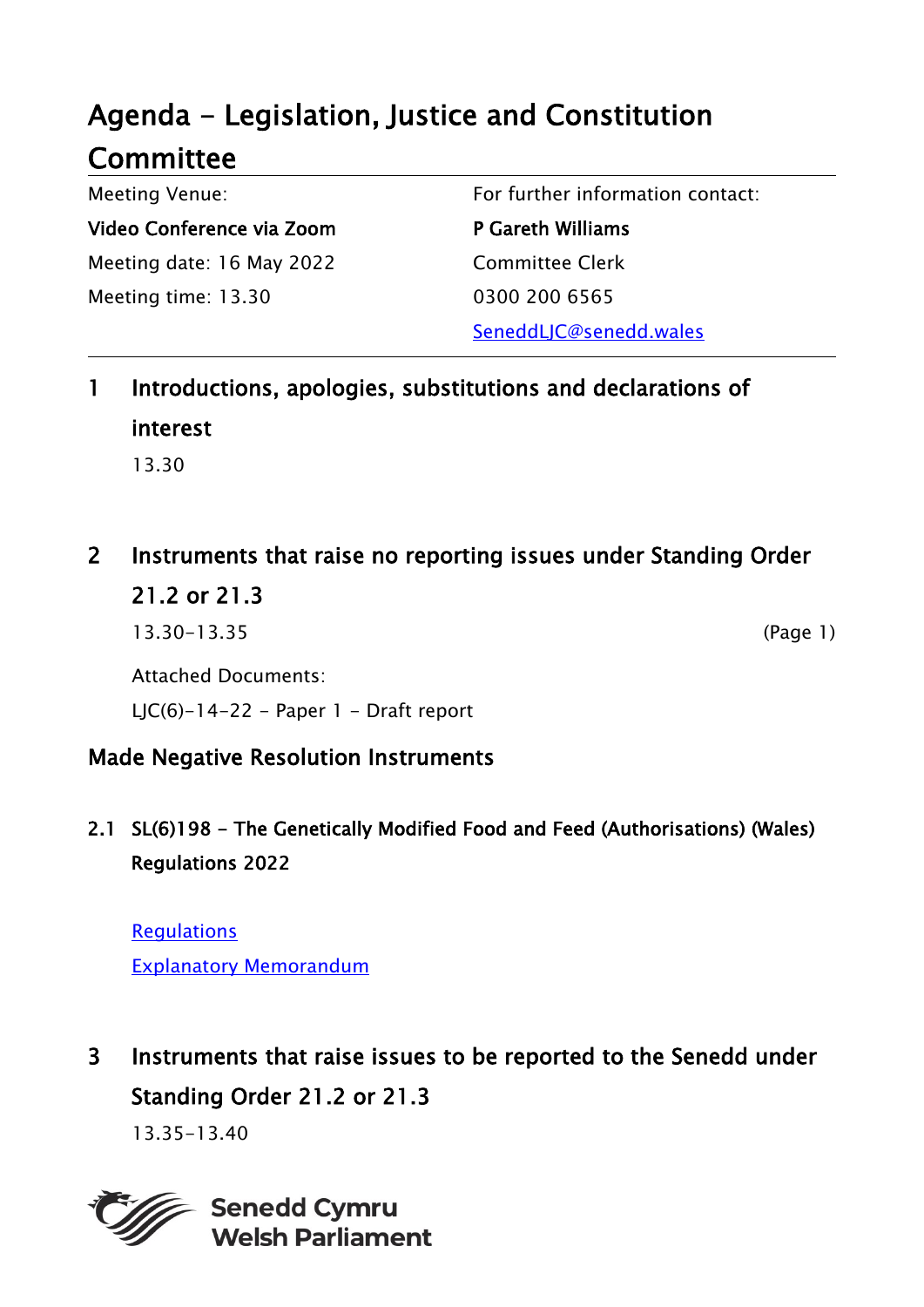# Agenda - Legislation, Justice and Constitution Committee

| Meeting Venue: | For further information contact: |
| --- | --- |
| **Video Conference via Zoom** | **P Gareth Williams** |
| Meeting date: 16 May 2022 | Committee Clerk |
| Meeting time: 13.30 | 0300 200 6565 |
| | SeneddLJC@senedd.wales |

## 1 Introductions, apologies, substitutions and declarations of interest

13.30

## 2 Instruments that raise no reporting issues under Standing Order 21.2 or 21.3

13.30-13.35 (Page 1)

Attached Documents:

LJC(6)-14-22 - Paper 1 - Draft report

### Made Negative Resolution Instruments

**2.1 SL(6)198 - The Genetically Modified Food and Feed (Authorisations) (Wales) Regulations 2022**

Regulations

Explanatory Memorandum

## 3 Instruments that raise issues to be reported to the Senedd under Standing Order 21.2 or 21.3

13.35-13.40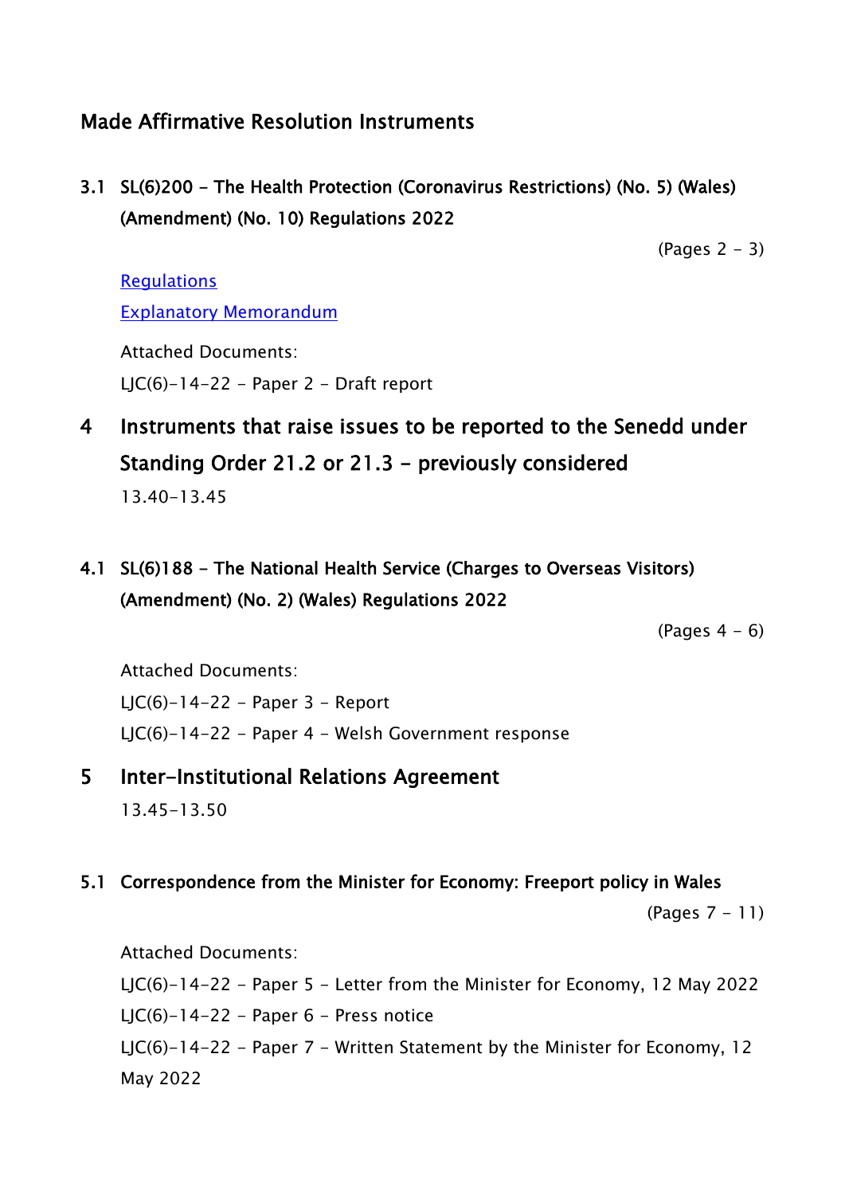## Made Affirmative Resolution Instruments

### 3.1 SL(6)200 – The Health Protection (Coronavirus Restrictions) (No. 5) (Wales) (Amendment) (No. 10) Regulations 2022

(Pages 2 – 3)

[Regulations](#)

[Explanatory Memorandum](#)

Attached Documents:

LJC(6)-14-22 – Paper 2 – Draft report

## 4 Instruments that raise issues to be reported to the Senedd under Standing Order 21.2 or 21.3 – previously considered

13.40-13.45

### 4.1 SL(6)188 – The National Health Service (Charges to Overseas Visitors) (Amendment) (No. 2) (Wales) Regulations 2022

(Pages 4 – 6)

Attached Documents:

LJC(6)-14-22 – Paper 3 – Report

LJC(6)-14-22 – Paper 4 – Welsh Government response

## 5 Inter-Institutional Relations Agreement

13.45-13.50

### 5.1 Correspondence from the Minister for Economy: Freeport policy in Wales

(Pages 7 – 11)

Attached Documents:

LJC(6)-14-22 – Paper 5 – Letter from the Minister for Economy, 12 May 2022

LJC(6)-14-22 – Paper 6 – Press notice

LJC(6)-14-22 – Paper 7 – Written Statement by the Minister for Economy, 12 May 2022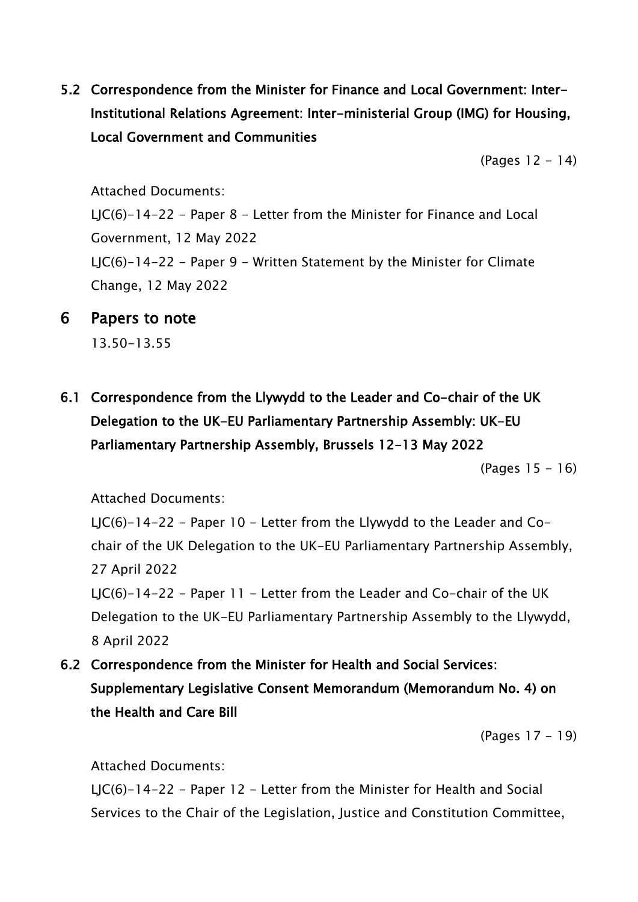### 5.2 Correspondence from the Minister for Finance and Local Government: Inter-Institutional Relations Agreement: Inter-ministerial Group (IMG) for Housing, Local Government and Communities

(Pages 12 - 14)

Attached Documents:

LJC(6)-14-22 - Paper 8 - Letter from the Minister for Finance and Local Government, 12 May 2022

LJC(6)-14-22 - Paper 9 - Written Statement by the Minister for Climate Change, 12 May 2022

## 6 Papers to note

13.50-13.55

### 6.1 Correspondence from the Llywydd to the Leader and Co-chair of the UK Delegation to the UK-EU Parliamentary Partnership Assembly: UK-EU Parliamentary Partnership Assembly, Brussels 12-13 May 2022

(Pages 15 - 16)

Attached Documents:

LJC(6)-14-22 - Paper 10 - Letter from the Llywydd to the Leader and Co-chair of the UK Delegation to the UK-EU Parliamentary Partnership Assembly, 27 April 2022

LJC(6)-14-22 - Paper 11 - Letter from the Leader and Co-chair of the UK Delegation to the UK-EU Parliamentary Partnership Assembly to the Llywydd, 8 April 2022

### 6.2 Correspondence from the Minister for Health and Social Services: Supplementary Legislative Consent Memorandum (Memorandum No. 4) on the Health and Care Bill

(Pages 17 - 19)

Attached Documents:

LJC(6)-14-22 - Paper 12 - Letter from the Minister for Health and Social Services to the Chair of the Legislation, Justice and Constitution Committee,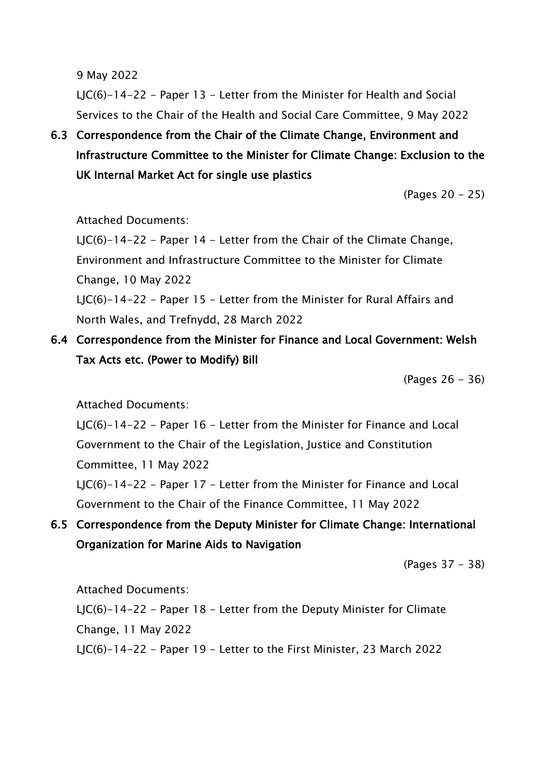9 May 2022

LJC(6)-14-22 – Paper 13 – Letter from the Minister for Health and Social Services to the Chair of the Health and Social Care Committee, 9 May 2022

**6.3 Correspondence from the Chair of the Climate Change, Environment and Infrastructure Committee to the Minister for Climate Change: Exclusion to the UK Internal Market Act for single use plastics**

(Pages 20 - 25)

Attached Documents:

LJC(6)-14-22 – Paper 14 – Letter from the Chair of the Climate Change, Environment and Infrastructure Committee to the Minister for Climate Change, 10 May 2022

LJC(6)-14-22 – Paper 15 – Letter from the Minister for Rural Affairs and North Wales, and Trefnydd, 28 March 2022

**6.4 Correspondence from the Minister for Finance and Local Government: Welsh Tax Acts etc. (Power to Modify) Bill**

(Pages 26 - 36)

Attached Documents:

LJC(6)-14-22 – Paper 16 – Letter from the Minister for Finance and Local Government to the Chair of the Legislation, Justice and Constitution Committee, 11 May 2022

LJC(6)-14-22 – Paper 17 – Letter from the Minister for Finance and Local Government to the Chair of the Finance Committee, 11 May 2022

**6.5 Correspondence from the Deputy Minister for Climate Change: International Organization for Marine Aids to Navigation**

(Pages 37 - 38)

Attached Documents:

LJC(6)-14-22 – Paper 18 – Letter from the Deputy Minister for Climate Change, 11 May 2022

LJC(6)-14-22 – Paper 19 – Letter to the First Minister, 23 March 2022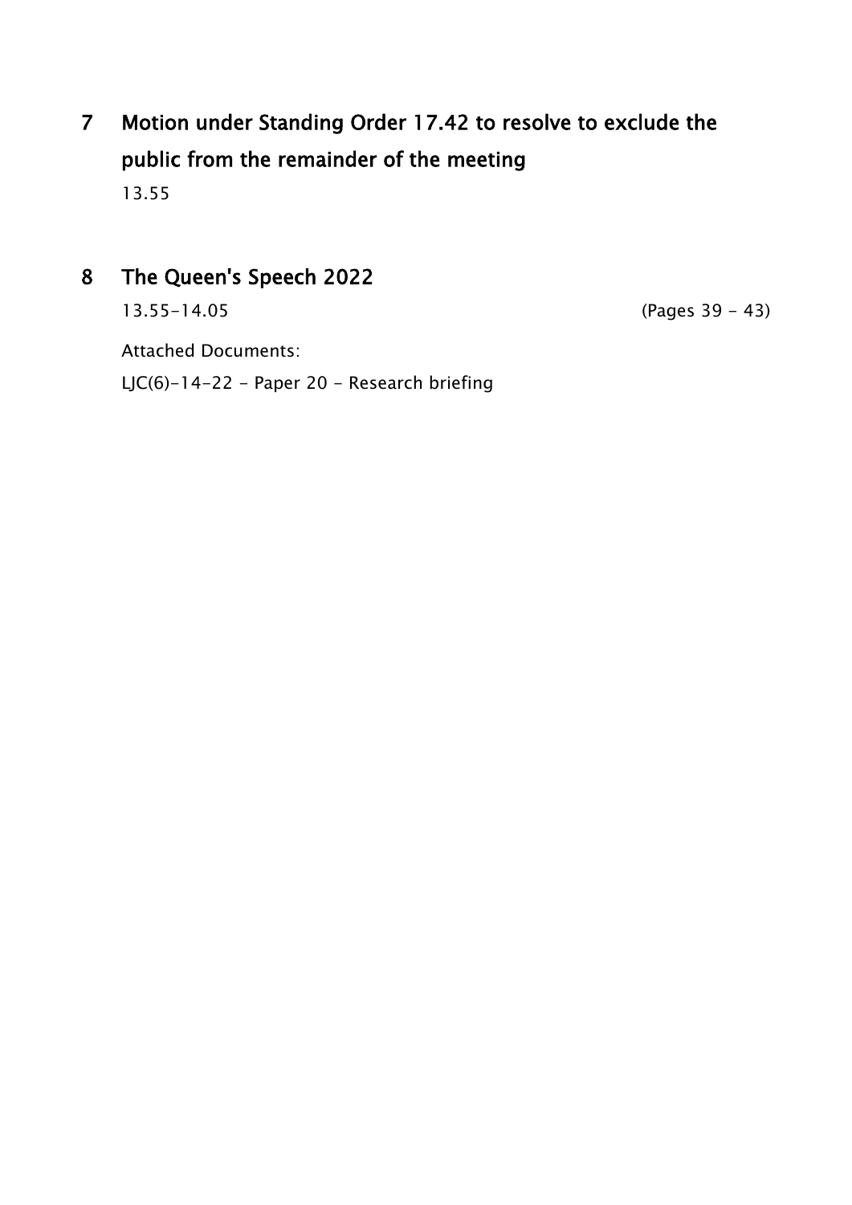## 7 Motion under Standing Order 17.42 to resolve to exclude the public from the remainder of the meeting

13.55

## 8 The Queen's Speech 2022

13.55-14.05 (Pages 39 - 43)

Attached Documents:

LJC(6)-14-22 - Paper 20 - Research briefing